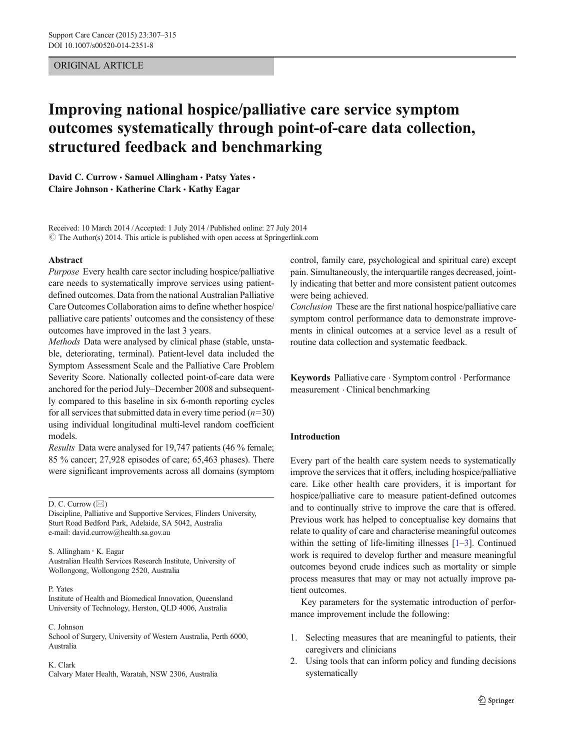ORIGINAL ARTICLE

# Improving national hospice/palliative care service symptom outcomes systematically through point-of-care data collection, structured feedback and benchmarking

**David C. Currow · Samuel Allingham · Patsy Yates · Claire Johnson · Katherine Clark · Kathy Eagar**

Received: 10 March 2014 / Accepted: 1 July 2014 / Published online: 27 July 2014
© The Author(s) 2014. This article is published with open access at Springerlink.com

## Abstract

*Purpose* Every health care sector including hospice/palliative care needs to systematically improve services using patient-defined outcomes. Data from the national Australian Palliative Care Outcomes Collaboration aims to define whether hospice/palliative care patients' outcomes and the consistency of these outcomes have improved in the last 3 years.

*Methods* Data were analysed by clinical phase (stable, unstable, deteriorating, terminal). Patient-level data included the Symptom Assessment Scale and the Palliative Care Problem Severity Score. Nationally collected point-of-care data were anchored for the period July–December 2008 and subsequently compared to this baseline in six 6-month reporting cycles for all services that submitted data in every time period ($n=30$) using individual longitudinal multi-level random coefficient models.

*Results* Data were analysed for 19,747 patients (46 % female; 85 % cancer; 27,928 episodes of care; 65,463 phases). There were significant improvements across all domains (symptom control, family care, psychological and spiritual care) except pain. Simultaneously, the interquartile ranges decreased, jointly indicating that better and more consistent patient outcomes were being achieved.

*Conclusion* These are the first national hospice/palliative care symptom control performance data to demonstrate improvements in clinical outcomes at a service level as a result of routine data collection and systematic feedback.

**Keywords** Palliative care · Symptom control · Performance measurement · Clinical benchmarking

D. C. Currow (✉)
Discipline, Palliative and Supportive Services, Flinders University, Sturt Road Bedford Park, Adelaide, SA 5042, Australia
e-mail: david.currow@health.sa.gov.au

S. Allingham · K. Eagar
Australian Health Services Research Institute, University of Wollongong, Wollongong 2520, Australia

P. Yates
Institute of Health and Biomedical Innovation, Queensland University of Technology, Herston, QLD 4006, Australia

C. Johnson
School of Surgery, University of Western Australia, Perth 6000, Australia

K. Clark
Calvary Mater Health, Waratah, NSW 2306, Australia

## Introduction

Every part of the health care system needs to systematically improve the services that it offers, including hospice/palliative care. Like other health care providers, it is important for hospice/palliative care to measure patient-defined outcomes and to continually strive to improve the care that is offered. Previous work has helped to conceptualise key domains that relate to quality of care and characterise meaningful outcomes within the setting of life-limiting illnesses [1–3]. Continued work is required to develop further and measure meaningful outcomes beyond crude indices such as mortality or simple process measures that may or may not actually improve patient outcomes.

Key parameters for the systematic introduction of performance improvement include the following:

1. Selecting measures that are meaningful to patients, their caregivers and clinicians
2. Using tools that can inform policy and funding decisions systematically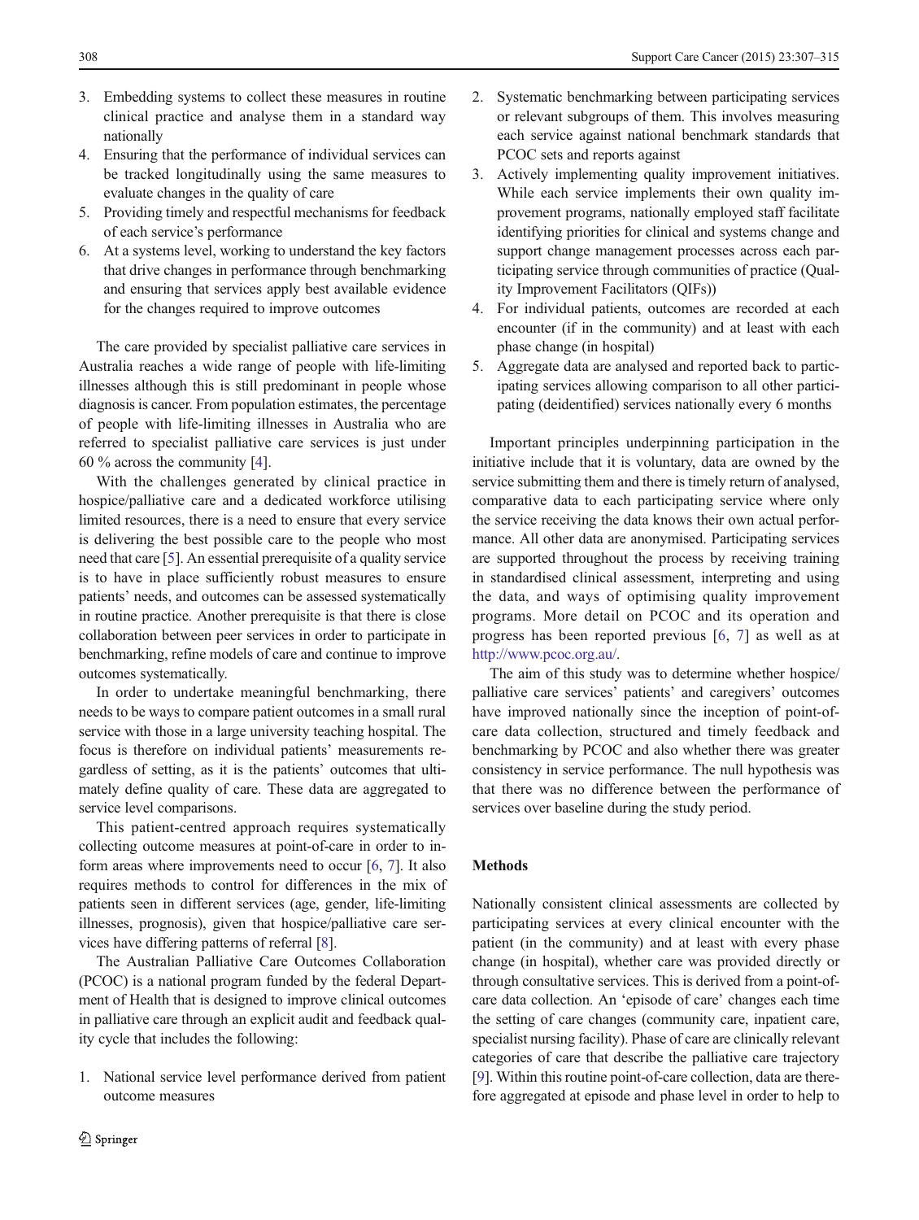3. Embedding systems to collect these measures in routine clinical practice and analyse them in a standard way nationally
4. Ensuring that the performance of individual services can be tracked longitudinally using the same measures to evaluate changes in the quality of care
5. Providing timely and respectful mechanisms for feedback of each service's performance
6. At a systems level, working to understand the key factors that drive changes in performance through benchmarking and ensuring that services apply best available evidence for the changes required to improve outcomes

The care provided by specialist palliative care services in Australia reaches a wide range of people with life-limiting illnesses although this is still predominant in people whose diagnosis is cancer. From population estimates, the percentage of people with life-limiting illnesses in Australia who are referred to specialist palliative care services is just under 60 % across the community [4].

With the challenges generated by clinical practice in hospice/palliative care and a dedicated workforce utilising limited resources, there is a need to ensure that every service is delivering the best possible care to the people who most need that care [5]. An essential prerequisite of a quality service is to have in place sufficiently robust measures to ensure patients' needs, and outcomes can be assessed systematically in routine practice. Another prerequisite is that there is close collaboration between peer services in order to participate in benchmarking, refine models of care and continue to improve outcomes systematically.

In order to undertake meaningful benchmarking, there needs to be ways to compare patient outcomes in a small rural service with those in a large university teaching hospital. The focus is therefore on individual patients' measurements regardless of setting, as it is the patients' outcomes that ultimately define quality of care. These data are aggregated to service level comparisons.

This patient-centred approach requires systematically collecting outcome measures at point-of-care in order to inform areas where improvements need to occur [6, 7]. It also requires methods to control for differences in the mix of patients seen in different services (age, gender, life-limiting illnesses, prognosis), given that hospice/palliative care services have differing patterns of referral [8].

The Australian Palliative Care Outcomes Collaboration (PCOC) is a national program funded by the federal Department of Health that is designed to improve clinical outcomes in palliative care through an explicit audit and feedback quality cycle that includes the following:

1. National service level performance derived from patient outcome measures
2. Systematic benchmarking between participating services or relevant subgroups of them. This involves measuring each service against national benchmark standards that PCOC sets and reports against
3. Actively implementing quality improvement initiatives. While each service implements their own quality improvement programs, nationally employed staff facilitate identifying priorities for clinical and systems change and support change management processes across each participating service through communities of practice (Quality Improvement Facilitators (QIFs))
4. For individual patients, outcomes are recorded at each encounter (if in the community) and at least with each phase change (in hospital)
5. Aggregate data are analysed and reported back to participating services allowing comparison to all other participating (deidentified) services nationally every 6 months

Important principles underpinning participation in the initiative include that it is voluntary, data are owned by the service submitting them and there is timely return of analysed, comparative data to each participating service where only the service receiving the data knows their own actual performance. All other data are anonymised. Participating services are supported throughout the process by receiving training in standardised clinical assessment, interpreting and using the data, and ways of optimising quality improvement programs. More detail on PCOC and its operation and progress has been reported previous [6, 7] as well as at http://www.pcoc.org.au/.

The aim of this study was to determine whether hospice/palliative care services' patients' and caregivers' outcomes have improved nationally since the inception of point-of-care data collection, structured and timely feedback and benchmarking by PCOC and also whether there was greater consistency in service performance. The null hypothesis was that there was no difference between the performance of services over baseline during the study period.

## Methods

Nationally consistent clinical assessments are collected by participating services at every clinical encounter with the patient (in the community) and at least with every phase change (in hospital), whether care was provided directly or through consultative services. This is derived from a point-of-care data collection. An 'episode of care' changes each time the setting of care changes (community care, inpatient care, specialist nursing facility). Phase of care are clinically relevant categories of care that describe the palliative care trajectory [9]. Within this routine point-of-care collection, data are therefore aggregated at episode and phase level in order to help to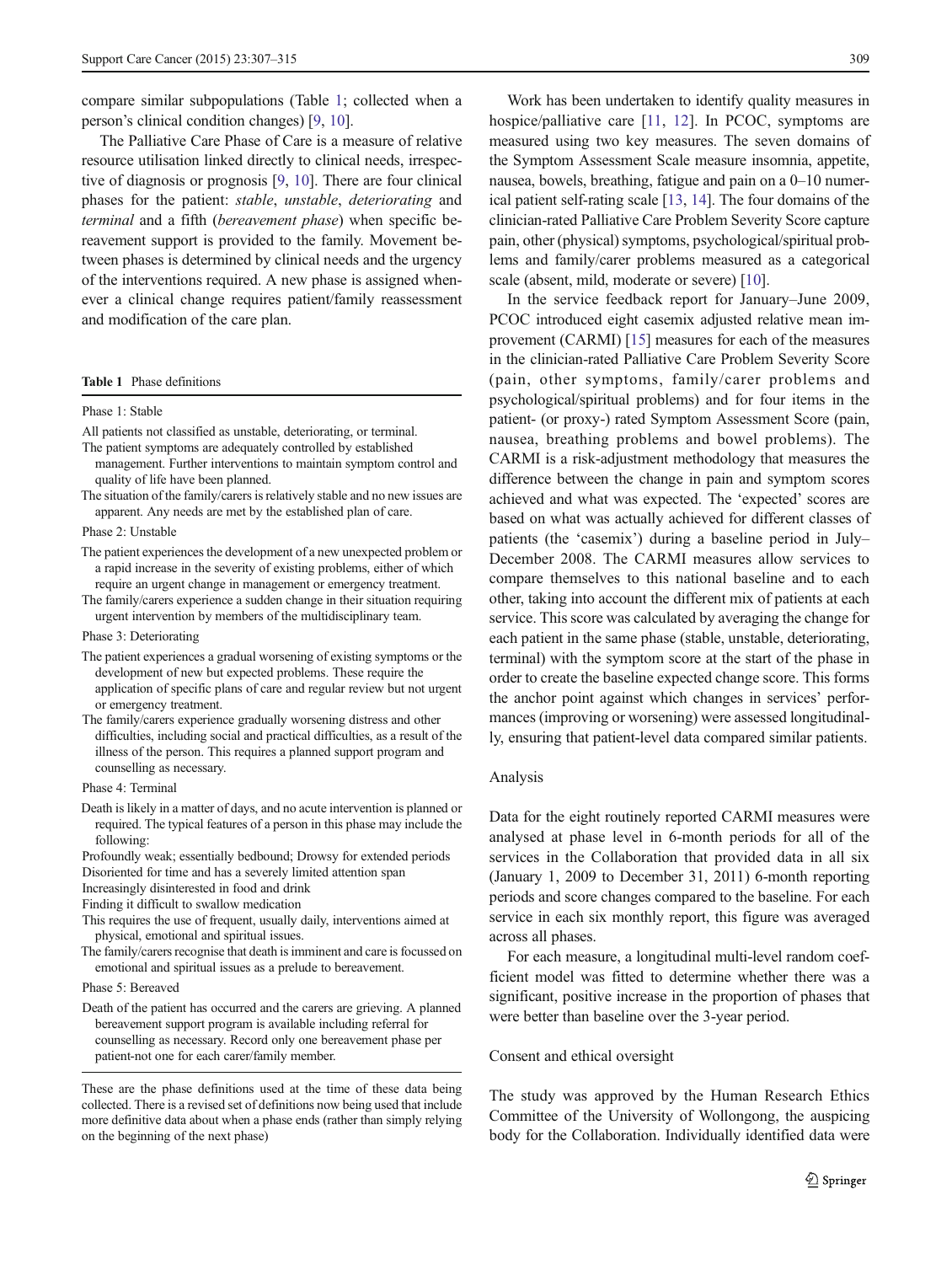compare similar subpopulations (Table 1; collected when a person's clinical condition changes) [9, 10].

The Palliative Care Phase of Care is a measure of relative resource utilisation linked directly to clinical needs, irrespective of diagnosis or prognosis [9, 10]. There are four clinical phases for the patient: *stable*, *unstable*, *deteriorating* and *terminal* and a fifth (*bereavement phase*) when specific bereavement support is provided to the family. Movement between phases is determined by clinical needs and the urgency of the interventions required. A new phase is assigned whenever a clinical change requires patient/family reassessment and modification of the care plan.

**Table 1** Phase definitions

Phase 1: Stable

All patients not classified as unstable, deteriorating, or terminal.

The patient symptoms are adequately controlled by established management. Further interventions to maintain symptom control and quality of life have been planned.

The situation of the family/carers is relatively stable and no new issues are apparent. Any needs are met by the established plan of care.

Phase 2: Unstable

The patient experiences the development of a new unexpected problem or a rapid increase in the severity of existing problems, either of which require an urgent change in management or emergency treatment.

The family/carers experience a sudden change in their situation requiring urgent intervention by members of the multidisciplinary team.

Phase 3: Deteriorating

The patient experiences a gradual worsening of existing symptoms or the development of new but expected problems. These require the application of specific plans of care and regular review but not urgent or emergency treatment.

The family/carers experience gradually worsening distress and other difficulties, including social and practical difficulties, as a result of the illness of the person. This requires a planned support program and counselling as necessary.

Phase 4: Terminal

Death is likely in a matter of days, and no acute intervention is planned or required. The typical features of a person in this phase may include the following:

Profoundly weak; essentially bedbound; Drowsy for extended periods

Disoriented for time and has a severely limited attention span

Increasingly disinterested in food and drink

Finding it difficult to swallow medication

This requires the use of frequent, usually daily, interventions aimed at physical, emotional and spiritual issues.

The family/carers recognise that death is imminent and care is focussed on emotional and spiritual issues as a prelude to bereavement.

Phase 5: Bereaved

Death of the patient has occurred and the carers are grieving. A planned bereavement support program is available including referral for counselling as necessary. Record only one bereavement phase per patient-not one for each carer/family member.

These are the phase definitions used at the time of these data being collected. There is a revised set of definitions now being used that include more definitive data about when a phase ends (rather than simply relying on the beginning of the next phase)

Work has been undertaken to identify quality measures in hospice/palliative care [11, 12]. In PCOC, symptoms are measured using two key measures. The seven domains of the Symptom Assessment Scale measure insomnia, appetite, nausea, bowels, breathing, fatigue and pain on a 0–10 numerical patient self-rating scale [13, 14]. The four domains of the clinician-rated Palliative Care Problem Severity Score capture pain, other (physical) symptoms, psychological/spiritual problems and family/carer problems measured as a categorical scale (absent, mild, moderate or severe) [10].

In the service feedback report for January–June 2009, PCOC introduced eight casemix adjusted relative mean improvement (CARMI) [15] measures for each of the measures in the clinician-rated Palliative Care Problem Severity Score (pain, other symptoms, family/carer problems and psychological/spiritual problems) and for four items in the patient- (or proxy-) rated Symptom Assessment Score (pain, nausea, breathing problems and bowel problems). The CARMI is a risk-adjustment methodology that measures the difference between the change in pain and symptom scores achieved and what was expected. The 'expected' scores are based on what was actually achieved for different classes of patients (the 'casemix') during a baseline period in July–December 2008. The CARMI measures allow services to compare themselves to this national baseline and to each other, taking into account the different mix of patients at each service. This score was calculated by averaging the change for each patient in the same phase (stable, unstable, deteriorating, terminal) with the symptom score at the start of the phase in order to create the baseline expected change score. This forms the anchor point against which changes in services' performances (improving or worsening) were assessed longitudinally, ensuring that patient-level data compared similar patients.

## Analysis

Data for the eight routinely reported CARMI measures were analysed at phase level in 6-month periods for all of the services in the Collaboration that provided data in all six (January 1, 2009 to December 31, 2011) 6-month reporting periods and score changes compared to the baseline. For each service in each six monthly report, this figure was averaged across all phases.

For each measure, a longitudinal multi-level random coefficient model was fitted to determine whether there was a significant, positive increase in the proportion of phases that were better than baseline over the 3-year period.

## Consent and ethical oversight

The study was approved by the Human Research Ethics Committee of the University of Wollongong, the auspicing body for the Collaboration. Individually identified data were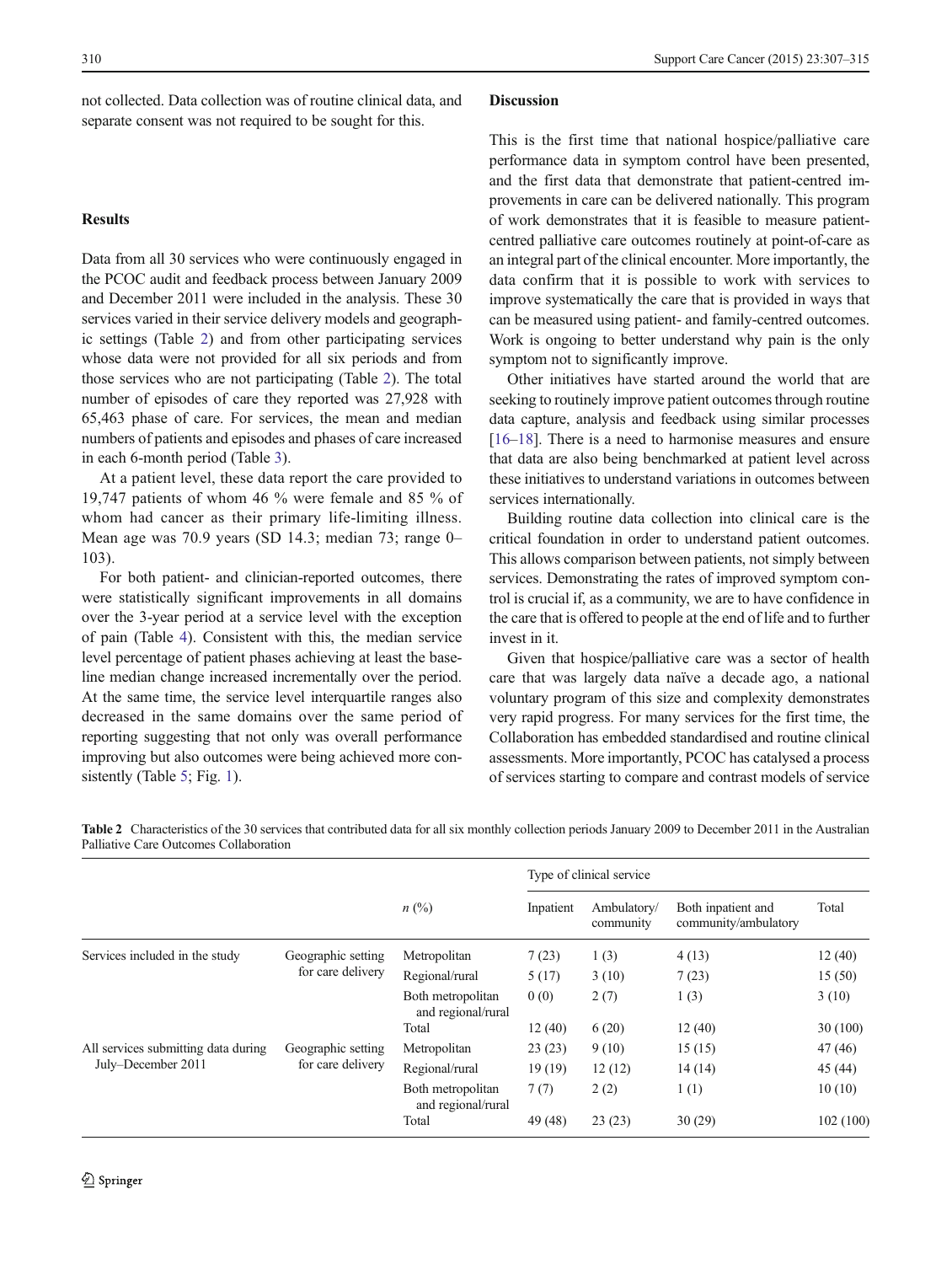not collected. Data collection was of routine clinical data, and separate consent was not required to be sought for this.

## Results

Data from all 30 services who were continuously engaged in the PCOC audit and feedback process between January 2009 and December 2011 were included in the analysis. These 30 services varied in their service delivery models and geographic settings (Table 2) and from other participating services whose data were not provided for all six periods and from those services who are not participating (Table 2). The total number of episodes of care they reported was 27,928 with 65,463 phase of care. For services, the mean and median numbers of patients and episodes and phases of care increased in each 6-month period (Table 3).

At a patient level, these data report the care provided to 19,747 patients of whom 46 % were female and 85 % of whom had cancer as their primary life-limiting illness. Mean age was 70.9 years (SD 14.3; median 73; range 0–103).

For both patient- and clinician-reported outcomes, there were statistically significant improvements in all domains over the 3-year period at a service level with the exception of pain (Table 4). Consistent with this, the median service level percentage of patient phases achieving at least the baseline median change increased incrementally over the period. At the same time, the service level interquartile ranges also decreased in the same domains over the same period of reporting suggesting that not only was overall performance improving but also outcomes were being achieved more consistently (Table 5; Fig. 1).

## Discussion

This is the first time that national hospice/palliative care performance data in symptom control have been presented, and the first data that demonstrate that patient-centred improvements in care can be delivered nationally. This program of work demonstrates that it is feasible to measure patient-centred palliative care outcomes routinely at point-of-care as an integral part of the clinical encounter. More importantly, the data confirm that it is possible to work with services to improve systematically the care that is provided in ways that can be measured using patient- and family-centred outcomes. Work is ongoing to better understand why pain is the only symptom not to significantly improve.

Other initiatives have started around the world that are seeking to routinely improve patient outcomes through routine data capture, analysis and feedback using similar processes [16–18]. There is a need to harmonise measures and ensure that data are also being benchmarked at patient level across these initiatives to understand variations in outcomes between services internationally.

Building routine data collection into clinical care is the critical foundation in order to understand patient outcomes. This allows comparison between patients, not simply between services. Demonstrating the rates of improved symptom control is crucial if, as a community, we are to have confidence in the care that is offered to people at the end of life and to further invest in it.

Given that hospice/palliative care was a sector of health care that was largely data naïve a decade ago, a national voluntary program of this size and complexity demonstrates very rapid progress. For many services for the first time, the Collaboration has embedded standardised and routine clinical assessments. More importantly, PCOC has catalysed a process of services starting to compare and contrast models of service

**Table 2** Characteristics of the 30 services that contributed data for all six monthly collection periods January 2009 to December 2011 in the Australian Palliative Care Outcomes Collaboration

| | | | Type of clinical service | | | |
|---|---|---|---|---|---|---|
| | | $n$ (%) | Inpatient | Ambulatory/ community | Both inpatient and community/ambulatory | Total |
| Services included in the study | Geographic setting for care delivery | Metropolitan | 7 (23) | 1 (3) | 4 (13) | 12 (40) |
| | | Regional/rural | 5 (17) | 3 (10) | 7 (23) | 15 (50) |
| | | Both metropolitan and regional/rural | 0 (0) | 2 (7) | 1 (3) | 3 (10) |
| | | Total | 12 (40) | 6 (20) | 12 (40) | 30 (100) |
| All services submitting data during July–December 2011 | Geographic setting for care delivery | Metropolitan | 23 (23) | 9 (10) | 15 (15) | 47 (46) |
| | | Regional/rural | 19 (19) | 12 (12) | 14 (14) | 45 (44) |
| | | Both metropolitan and regional/rural | 7 (7) | 2 (2) | 1 (1) | 10 (10) |
| | | Total | 49 (48) | 23 (23) | 30 (29) | 102 (100) |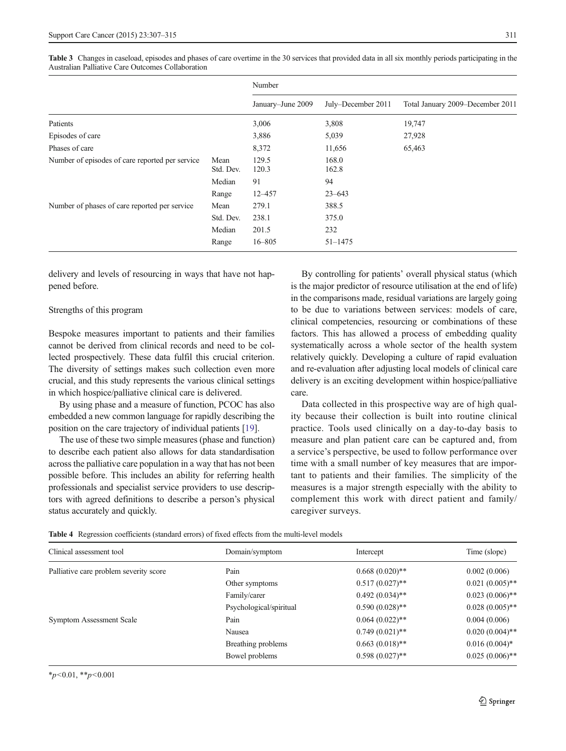**Table 3** Changes in caseload, episodes and phases of care overtime in the 30 services that provided data in all six monthly periods participating in the Australian Palliative Care Outcomes Collaboration

| | | Number | | |
|---|---|---|---|---|
| | | January–June 2009 | July–December 2011 | Total January 2009–December 2011 |
| Patients | | 3,006 | 3,808 | 19,747 |
| Episodes of care | | 3,886 | 5,039 | 27,928 |
| Phases of care | | 8,372 | 11,656 | 65,463 |
| Number of episodes of care reported per service | Mean | 129.5 | 168.0 | |
| | Std. Dev. | 120.3 | 162.8 | |
| | Median | 91 | 94 | |
| | Range | 12–457 | 23–643 | |
| Number of phases of care reported per service | Mean | 279.1 | 388.5 | |
| | Std. Dev. | 238.1 | 375.0 | |
| | Median | 201.5 | 232 | |
| | Range | 16–805 | 51–1475 | |

delivery and levels of resourcing in ways that have not happened before.

Strengths of this program

Bespoke measures important to patients and their families cannot be derived from clinical records and need to be collected prospectively. These data fulfil this crucial criterion. The diversity of settings makes such collection even more crucial, and this study represents the various clinical settings in which hospice/palliative clinical care is delivered.

By using phase and a measure of function, PCOC has also embedded a new common language for rapidly describing the position on the care trajectory of individual patients [19].

The use of these two simple measures (phase and function) to describe each patient also allows for data standardisation across the palliative care population in a way that has not been possible before. This includes an ability for referring health professionals and specialist service providers to use descriptors with agreed definitions to describe a person's physical status accurately and quickly.

By controlling for patients' overall physical status (which is the major predictor of resource utilisation at the end of life) in the comparisons made, residual variations are largely going to be due to variations between services: models of care, clinical competencies, resourcing or combinations of these factors. This has allowed a process of embedding quality systematically across a whole sector of the health system relatively quickly. Developing a culture of rapid evaluation and re-evaluation after adjusting local models of clinical care delivery is an exciting development within hospice/palliative care.

Data collected in this prospective way are of high quality because their collection is built into routine clinical practice. Tools used clinically on a day-to-day basis to measure and plan patient care can be captured and, from a service's perspective, be used to follow performance over time with a small number of key measures that are important to patients and their families. The simplicity of the measures is a major strength especially with the ability to complement this work with direct patient and family/caregiver surveys.

**Table 4** Regression coefficients (standard errors) of fixed effects from the multi-level models

| Clinical assessment tool | Domain/symptom | Intercept | Time (slope) |
|---|---|---|---|
| Palliative care problem severity score | Pain | 0.668 (0.020)** | 0.002 (0.006) |
| | Other symptoms | 0.517 (0.027)** | 0.021 (0.005)** |
| | Family/carer | 0.492 (0.034)** | 0.023 (0.006)** |
| | Psychological/spiritual | 0.590 (0.028)** | 0.028 (0.005)** |
| Symptom Assessment Scale | Pain | 0.064 (0.022)** | 0.004 (0.006) |
| | Nausea | 0.749 (0.021)** | 0.020 (0.004)** |
| | Breathing problems | 0.663 (0.018)** | 0.016 (0.004)* |
| | Bowel problems | 0.598 (0.027)** | 0.025 (0.006)** |

*$p<0.01$, **$p<0.001$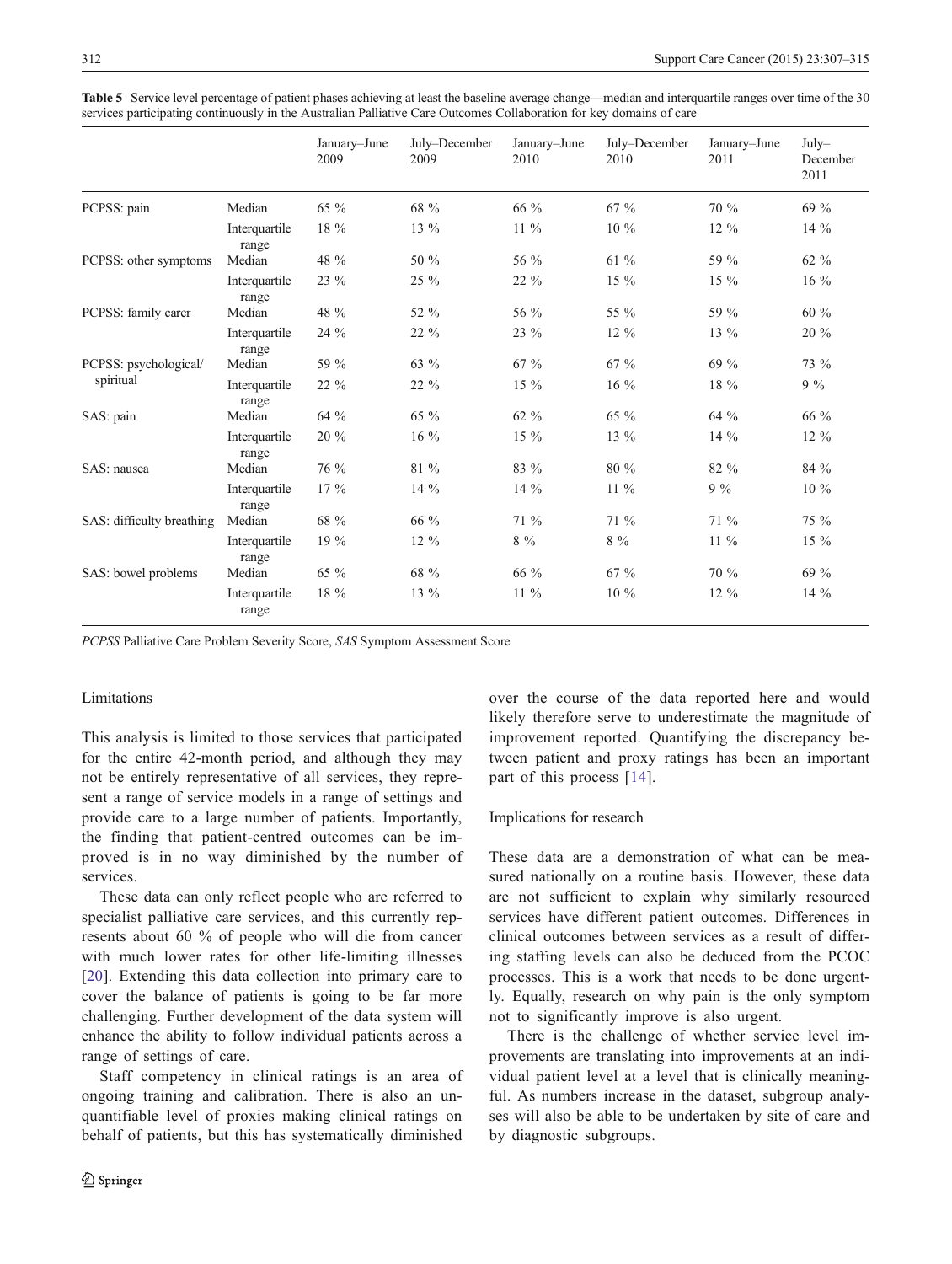**Table 5** Service level percentage of patient phases achieving at least the baseline average change—median and interquartile ranges over time of the 30 services participating continuously in the Australian Palliative Care Outcomes Collaboration for key domains of care

| | | January–June 2009 | July–December 2009 | January–June 2010 | July–December 2010 | January–June 2011 | July–December 2011 |
|---|---|---|---|---|---|---|---|
| PCPSS: pain | Median | 65 % | 68 % | 66 % | 67 % | 70 % | 69 % |
| | Interquartile range | 18 % | 13 % | 11 % | 10 % | 12 % | 14 % |
| PCPSS: other symptoms | Median | 48 % | 50 % | 56 % | 61 % | 59 % | 62 % |
| | Interquartile range | 23 % | 25 % | 22 % | 15 % | 15 % | 16 % |
| PCPSS: family carer | Median | 48 % | 52 % | 56 % | 55 % | 59 % | 60 % |
| | Interquartile range | 24 % | 22 % | 23 % | 12 % | 13 % | 20 % |
| PCPSS: psychological/spiritual | Median | 59 % | 63 % | 67 % | 67 % | 69 % | 73 % |
| | Interquartile range | 22 % | 22 % | 15 % | 16 % | 18 % | 9 % |
| SAS: pain | Median | 64 % | 65 % | 62 % | 65 % | 64 % | 66 % |
| | Interquartile range | 20 % | 16 % | 15 % | 13 % | 14 % | 12 % |
| SAS: nausea | Median | 76 % | 81 % | 83 % | 80 % | 82 % | 84 % |
| | Interquartile range | 17 % | 14 % | 14 % | 11 % | 9 % | 10 % |
| SAS: difficulty breathing | Median | 68 % | 66 % | 71 % | 71 % | 71 % | 75 % |
| | Interquartile range | 19 % | 12 % | 8 % | 8 % | 11 % | 15 % |
| SAS: bowel problems | Median | 65 % | 68 % | 66 % | 67 % | 70 % | 69 % |
| | Interquartile range | 18 % | 13 % | 11 % | 10 % | 12 % | 14 % |

*PCPSS* Palliative Care Problem Severity Score, *SAS* Symptom Assessment Score

### Limitations

This analysis is limited to those services that participated for the entire 42-month period, and although they may not be entirely representative of all services, they represent a range of service models in a range of settings and provide care to a large number of patients. Importantly, the finding that patient-centred outcomes can be improved is in no way diminished by the number of services.

These data can only reflect people who are referred to specialist palliative care services, and this currently represents about 60 % of people who will die from cancer with much lower rates for other life-limiting illnesses [20]. Extending this data collection into primary care to cover the balance of patients is going to be far more challenging. Further development of the data system will enhance the ability to follow individual patients across a range of settings of care.

Staff competency in clinical ratings is an area of ongoing training and calibration. There is also an unquantifiable level of proxies making clinical ratings on behalf of patients, but this has systematically diminished over the course of the data reported here and would likely therefore serve to underestimate the magnitude of improvement reported. Quantifying the discrepancy between patient and proxy ratings has been an important part of this process [14].

### Implications for research

These data are a demonstration of what can be measured nationally on a routine basis. However, these data are not sufficient to explain why similarly resourced services have different patient outcomes. Differences in clinical outcomes between services as a result of differing staffing levels can also be deduced from the PCOC processes. This is a work that needs to be done urgently. Equally, research on why pain is the only symptom not to significantly improve is also urgent.

There is the challenge of whether service level improvements are translating into improvements at an individual patient level at a level that is clinically meaningful. As numbers increase in the dataset, subgroup analyses will also be able to be undertaken by site of care and by diagnostic subgroups.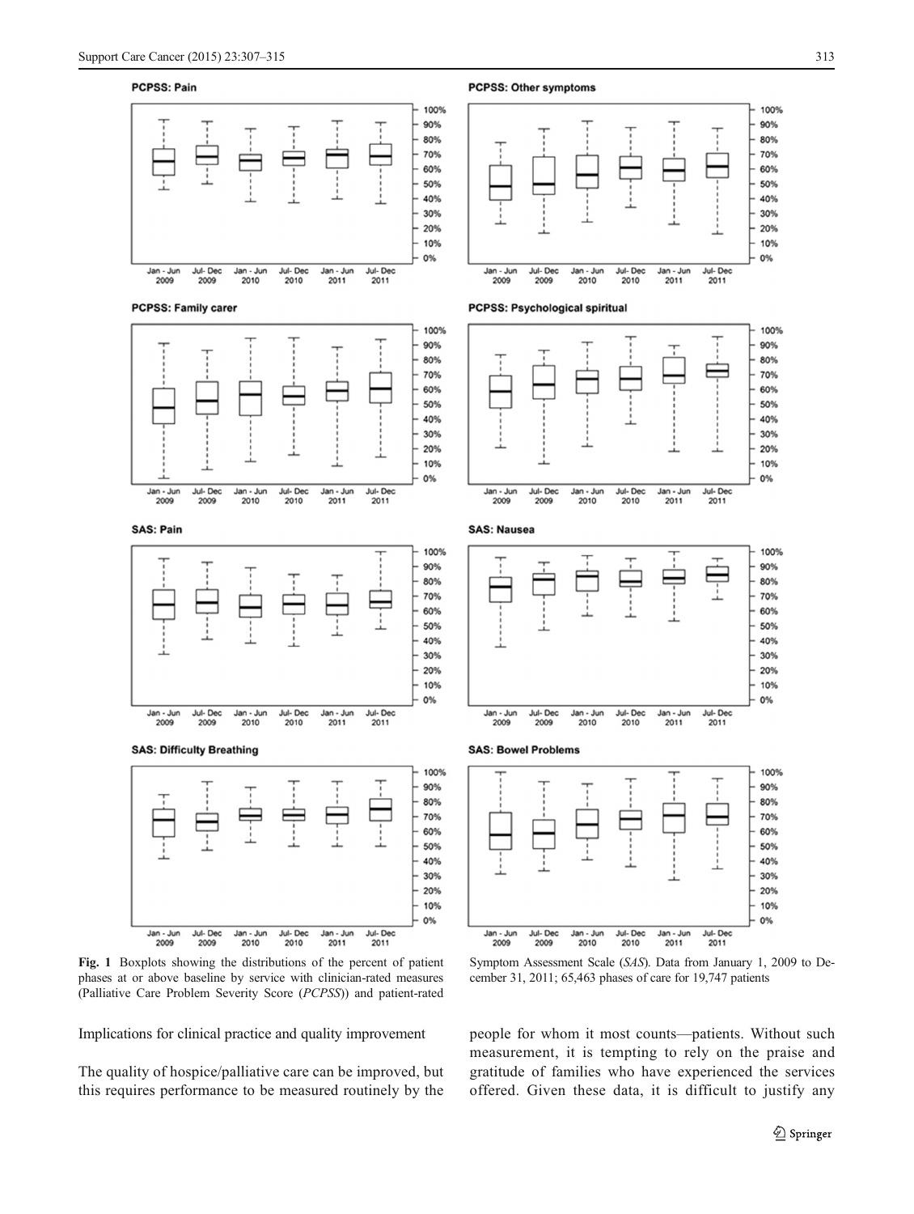Fig. 1 Boxplots showing the distributions of the percent of patient phases at or above baseline by service with clinician-rated measures (Palliative Care Problem Severity Score (*PCPSS*)) and patient-rated Symptom Assessment Scale (*SAS*). Data from January 1, 2009 to December 31, 2011; 65,463 phases of care for 19,747 patients

Implications for clinical practice and quality improvement

The quality of hospice/palliative care can be improved, but this requires performance to be measured routinely by the people for whom it most counts—patients. Without such measurement, it is tempting to rely on the praise and gratitude of families who have experienced the services offered. Given these data, it is difficult to justify any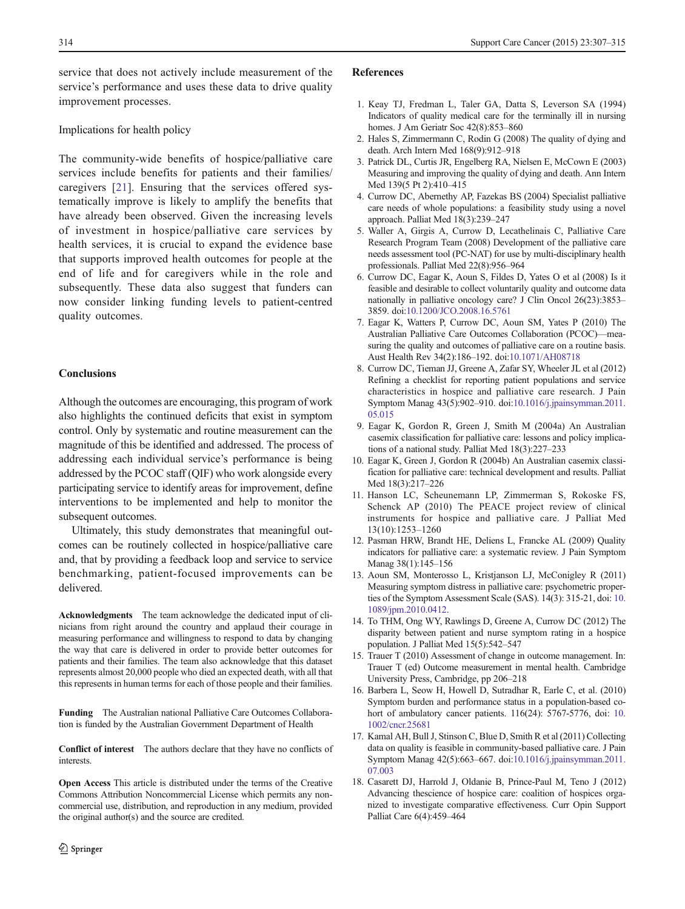service that does not actively include measurement of the service's performance and uses these data to drive quality improvement processes.

### Implications for health policy

The community-wide benefits of hospice/palliative care services include benefits for patients and their families/caregivers [21]. Ensuring that the services offered systematically improve is likely to amplify the benefits that have already been observed. Given the increasing levels of investment in hospice/palliative care services by health services, it is crucial to expand the evidence base that supports improved health outcomes for people at the end of life and for caregivers while in the role and subsequently. These data also suggest that funders can now consider linking funding levels to patient-centred quality outcomes.

## Conclusions

Although the outcomes are encouraging, this program of work also highlights the continued deficits that exist in symptom control. Only by systematic and routine measurement can the magnitude of this be identified and addressed. The process of addressing each individual service's performance is being addressed by the PCOC staff (QIF) who work alongside every participating service to identify areas for improvement, define interventions to be implemented and help to monitor the subsequent outcomes.

Ultimately, this study demonstrates that meaningful outcomes can be routinely collected in hospice/palliative care and, that by providing a feedback loop and service to service benchmarking, patient-focused improvements can be delivered.

**Acknowledgments** The team acknowledge the dedicated input of clinicians from right around the country and applaud their courage in measuring performance and willingness to respond to data by changing the way that care is delivered in order to provide better outcomes for patients and their families. The team also acknowledge that this dataset represents almost 20,000 people who died an expected death, with all that this represents in human terms for each of those people and their families.

**Funding** The Australian national Palliative Care Outcomes Collaboration is funded by the Australian Government Department of Health

**Conflict of interest** The authors declare that they have no conflicts of interests.

**Open Access** This article is distributed under the terms of the Creative Commons Attribution Noncommercial License which permits any noncommercial use, distribution, and reproduction in any medium, provided the original author(s) and the source are credited.

## References

1. Keay TJ, Fredman L, Taler GA, Datta S, Leverson SA (1994) Indicators of quality medical care for the terminally ill in nursing homes. J Am Geriatr Soc 42(8):853–860
2. Hales S, Zimmermann C, Rodin G (2008) The quality of dying and death. Arch Intern Med 168(9):912–918
3. Patrick DL, Curtis JR, Engelberg RA, Nielsen E, McCown E (2003) Measuring and improving the quality of dying and death. Ann Intern Med 139(5 Pt 2):410–415
4. Currow DC, Abernethy AP, Fazekas BS (2004) Specialist palliative care needs of whole populations: a feasibility study using a novel approach. Palliat Med 18(3):239–247
5. Waller A, Girgis A, Currow D, Lecathelinais C, Palliative Care Research Program Team (2008) Development of the palliative care needs assessment tool (PC-NAT) for use by multi-disciplinary health professionals. Palliat Med 22(8):956–964
6. Currow DC, Eagar K, Aoun S, Fildes D, Yates O et al (2008) Is it feasible and desirable to collect voluntarily quality and outcome data nationally in palliative oncology care? J Clin Oncol 26(23):3853–3859. doi:10.1200/JCO.2008.16.5761
7. Eagar K, Watters P, Currow DC, Aoun SM, Yates P (2010) The Australian Palliative Care Outcomes Collaboration (PCOC)—measuring the quality and outcomes of palliative care on a routine basis. Aust Health Rev 34(2):186–192. doi:10.1071/AH08718
8. Currow DC, Tieman JJ, Greene A, Zafar SY, Wheeler JL et al (2012) Refining a checklist for reporting patient populations and service characteristics in hospice and palliative care research. J Pain Symptom Manag 43(5):902–910. doi:10.1016/j.jpainsymman.2011.05.015
9. Eagar K, Gordon R, Green J, Smith M (2004a) An Australian casemix classification for palliative care: lessons and policy implications of a national study. Palliat Med 18(3):227–233
10. Eagar K, Green J, Gordon R (2004b) An Australian casemix classification for palliative care: technical development and results. Palliat Med 18(3):217–226
11. Hanson LC, Scheunemann LP, Zimmerman S, Rokoske FS, Schenck AP (2010) The PEACE project review of clinical instruments for hospice and palliative care. J Palliat Med 13(10):1253–1260
12. Pasman HRW, Brandt HE, Deliens L, Francke AL (2009) Quality indicators for palliative care: a systematic review. J Pain Symptom Manag 38(1):145–156
13. Aoun SM, Monterosso L, Kristjanson LJ, McConigley R (2011) Measuring symptom distress in palliative care: psychometric properties of the Symptom Assessment Scale (SAS). 14(3): 315-21, doi: 10.1089/jpm.2010.0412.
14. To THM, Ong WY, Rawlings D, Greene A, Currow DC (2012) The disparity between patient and nurse symptom rating in a hospice population. J Palliat Med 15(5):542–547
15. Trauer T (2010) Assessment of change in outcome management. In: Trauer T (ed) Outcome measurement in mental health. Cambridge University Press, Cambridge, pp 206–218
16. Barbera L, Seow H, Howell D, Sutradhar R, Earle C, et al. (2010) Symptom burden and performance status in a population-based cohort of ambulatory cancer patients. 116(24): 5767-5776, doi: 10.1002/cncr.25681
17. Kamal AH, Bull J, Stinson C, Blue D, Smith R et al (2011) Collecting data on quality is feasible in community-based palliative care. J Pain Symptom Manag 42(5):663–667. doi:10.1016/j.jpainsymman.2011.07.003
18. Casarett DJ, Harrold J, Oldanie B, Prince-Paul M, Teno J (2012) Advancing thescience of hospice care: coalition of hospices organized to investigate comparative effectiveness. Curr Opin Support Palliat Care 6(4):459–464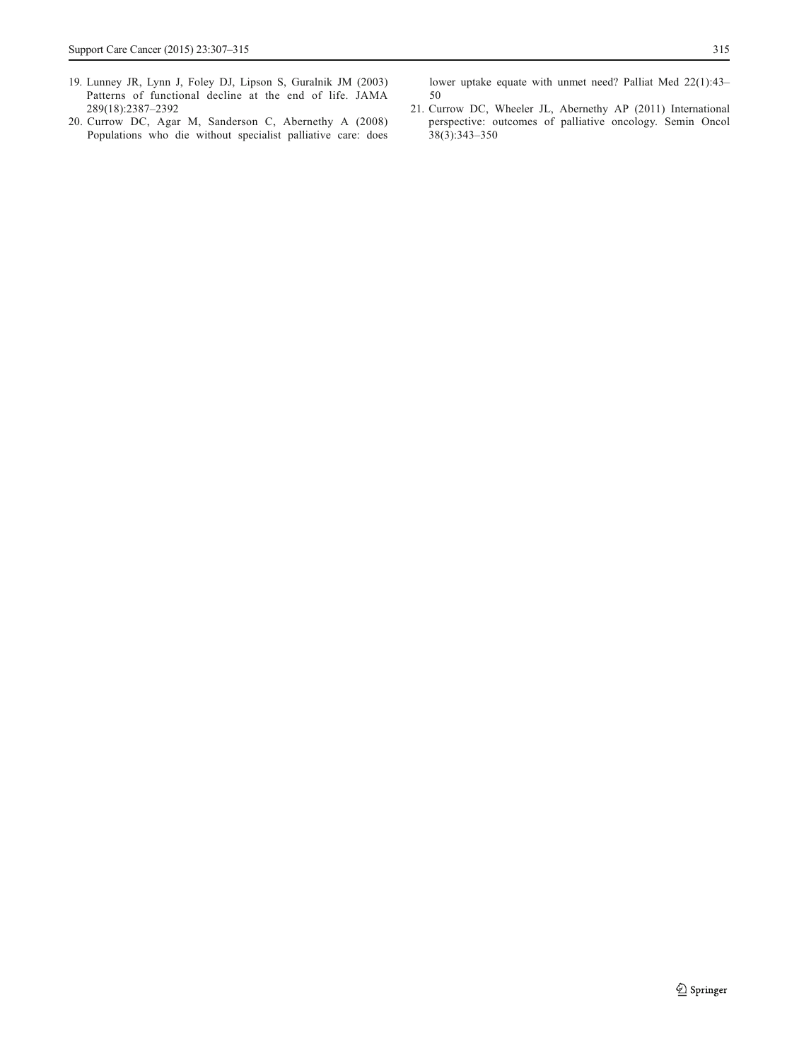19. Lunney JR, Lynn J, Foley DJ, Lipson S, Guralnik JM (2003) Patterns of functional decline at the end of life. JAMA 289(18):2387–2392
20. Currow DC, Agar M, Sanderson C, Abernethy A (2008) Populations who die without specialist palliative care: does lower uptake equate with unmet need? Palliat Med 22(1):43–50
21. Currow DC, Wheeler JL, Abernethy AP (2011) International perspective: outcomes of palliative oncology. Semin Oncol 38(3):343–350